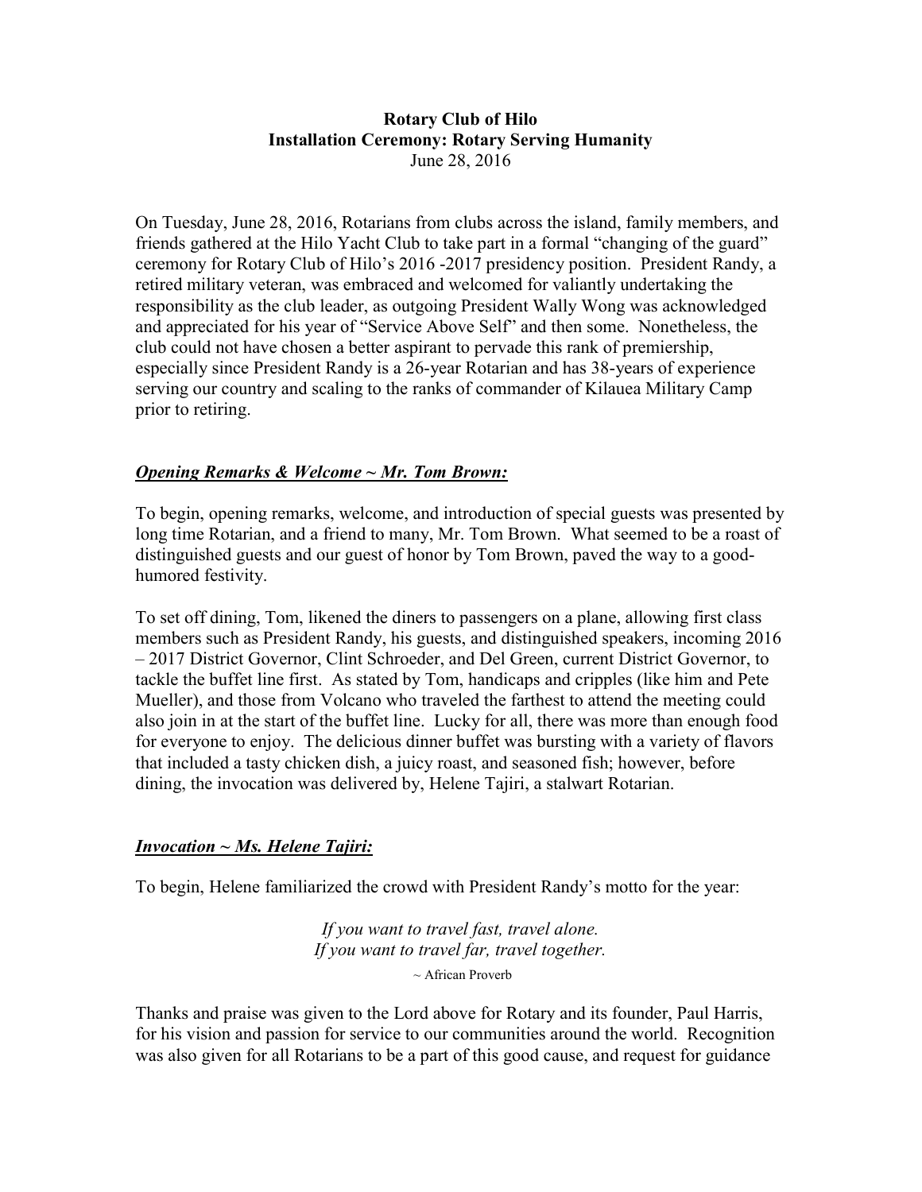**Rotary Club of Hilo**
**Installation Ceremony: Rotary Serving Humanity**
June 28, 2016

On Tuesday, June 28, 2016, Rotarians from clubs across the island, family members, and friends gathered at the Hilo Yacht Club to take part in a formal "changing of the guard" ceremony for Rotary Club of Hilo's 2016 -2017 presidency position. President Randy, a retired military veteran, was embraced and welcomed for valiantly undertaking the responsibility as the club leader, as outgoing President Wally Wong was acknowledged and appreciated for his year of "Service Above Self" and then some. Nonetheless, the club could not have chosen a better aspirant to pervade this rank of premiership, especially since President Randy is a 26-year Rotarian and has 38-years of experience serving our country and scaling to the ranks of commander of Kilauea Military Camp prior to retiring.

***<u>Opening Remarks & Welcome ~ Mr. Tom Brown:</u>***

To begin, opening remarks, welcome, and introduction of special guests was presented by long time Rotarian, and a friend to many, Mr. Tom Brown. What seemed to be a roast of distinguished guests and our guest of honor by Tom Brown, paved the way to a good-humored festivity.

To set off dining, Tom, likened the diners to passengers on a plane, allowing first class members such as President Randy, his guests, and distinguished speakers, incoming 2016 – 2017 District Governor, Clint Schroeder, and Del Green, current District Governor, to tackle the buffet line first. As stated by Tom, handicaps and cripples (like him and Pete Mueller), and those from Volcano who traveled the farthest to attend the meeting could also join in at the start of the buffet line. Lucky for all, there was more than enough food for everyone to enjoy. The delicious dinner buffet was bursting with a variety of flavors that included a tasty chicken dish, a juicy roast, and seasoned fish; however, before dining, the invocation was delivered by, Helene Tajiri, a stalwart Rotarian.

***<u>Invocation ~ Ms. Helene Tajiri:</u>***

To begin, Helene familiarized the crowd with President Randy's motto for the year:

*If you want to travel fast, travel alone.*
*If you want to travel far, travel together.*
~ African Proverb

Thanks and praise was given to the Lord above for Rotary and its founder, Paul Harris, for his vision and passion for service to our communities around the world. Recognition was also given for all Rotarians to be a part of this good cause, and request for guidance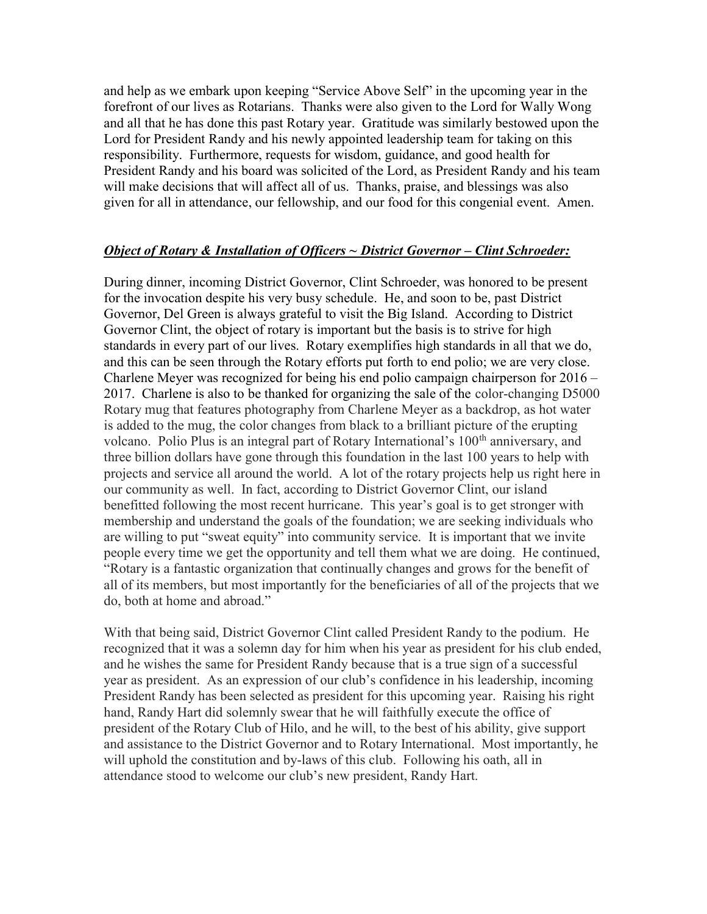and help as we embark upon keeping "Service Above Self" in the upcoming year in the forefront of our lives as Rotarians. Thanks were also given to the Lord for Wally Wong and all that he has done this past Rotary year. Gratitude was similarly bestowed upon the Lord for President Randy and his newly appointed leadership team for taking on this responsibility. Furthermore, requests for wisdom, guidance, and good health for President Randy and his board was solicited of the Lord, as President Randy and his team will make decisions that will affect all of us. Thanks, praise, and blessings was also given for all in attendance, our fellowship, and our food for this congenial event. Amen.

***Object of Rotary & Installation of Officers ~ District Governor – Clint Schroeder:***

During dinner, incoming District Governor, Clint Schroeder, was honored to be present for the invocation despite his very busy schedule. He, and soon to be, past District Governor, Del Green is always grateful to visit the Big Island. According to District Governor Clint, the object of rotary is important but the basis is to strive for high standards in every part of our lives. Rotary exemplifies high standards in all that we do, and this can be seen through the Rotary efforts put forth to end polio; we are very close. Charlene Meyer was recognized for being his end polio campaign chairperson for 2016 – 2017. Charlene is also to be thanked for organizing the sale of the color-changing D5000 Rotary mug that features photography from Charlene Meyer as a backdrop, as hot water is added to the mug, the color changes from black to a brilliant picture of the erupting volcano. Polio Plus is an integral part of Rotary International's 100th anniversary, and three billion dollars have gone through this foundation in the last 100 years to help with projects and service all around the world. A lot of the rotary projects help us right here in our community as well. In fact, according to District Governor Clint, our island benefitted following the most recent hurricane. This year's goal is to get stronger with membership and understand the goals of the foundation; we are seeking individuals who are willing to put "sweat equity" into community service. It is important that we invite people every time we get the opportunity and tell them what we are doing. He continued, "Rotary is a fantastic organization that continually changes and grows for the benefit of all of its members, but most importantly for the beneficiaries of all of the projects that we do, both at home and abroad."

With that being said, District Governor Clint called President Randy to the podium. He recognized that it was a solemn day for him when his year as president for his club ended, and he wishes the same for President Randy because that is a true sign of a successful year as president. As an expression of our club's confidence in his leadership, incoming President Randy has been selected as president for this upcoming year. Raising his right hand, Randy Hart did solemnly swear that he will faithfully execute the office of president of the Rotary Club of Hilo, and he will, to the best of his ability, give support and assistance to the District Governor and to Rotary International. Most importantly, he will uphold the constitution and by-laws of this club. Following his oath, all in attendance stood to welcome our club's new president, Randy Hart.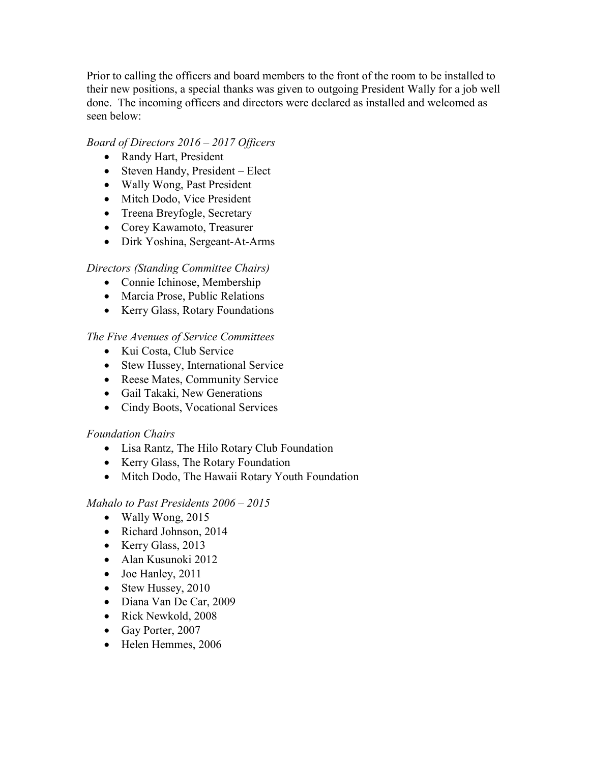Prior to calling the officers and board members to the front of the room to be installed to their new positions, a special thanks was given to outgoing President Wally for a job well done. The incoming officers and directors were declared as installed and welcomed as seen below:

*Board of Directors 2016 – 2017 Officers*

- Randy Hart, President
- Steven Handy, President – Elect
- Wally Wong, Past President
- Mitch Dodo, Vice President
- Treena Breyfogle, Secretary
- Corey Kawamoto, Treasurer
- Dirk Yoshina, Sergeant-At-Arms

*Directors (Standing Committee Chairs)*

- Connie Ichinose, Membership
- Marcia Prose, Public Relations
- Kerry Glass, Rotary Foundations

*The Five Avenues of Service Committees*

- Kui Costa, Club Service
- Stew Hussey, International Service
- Reese Mates, Community Service
- Gail Takaki, New Generations
- Cindy Boots, Vocational Services

*Foundation Chairs*

- Lisa Rantz, The Hilo Rotary Club Foundation
- Kerry Glass, The Rotary Foundation
- Mitch Dodo, The Hawaii Rotary Youth Foundation

*Mahalo to Past Presidents 2006 – 2015*

- Wally Wong, 2015
- Richard Johnson, 2014
- Kerry Glass, 2013
- Alan Kusunoki 2012
- Joe Hanley, 2011
- Stew Hussey, 2010
- Diana Van De Car, 2009
- Rick Newkold, 2008
- Gay Porter, 2007
- Helen Hemmes, 2006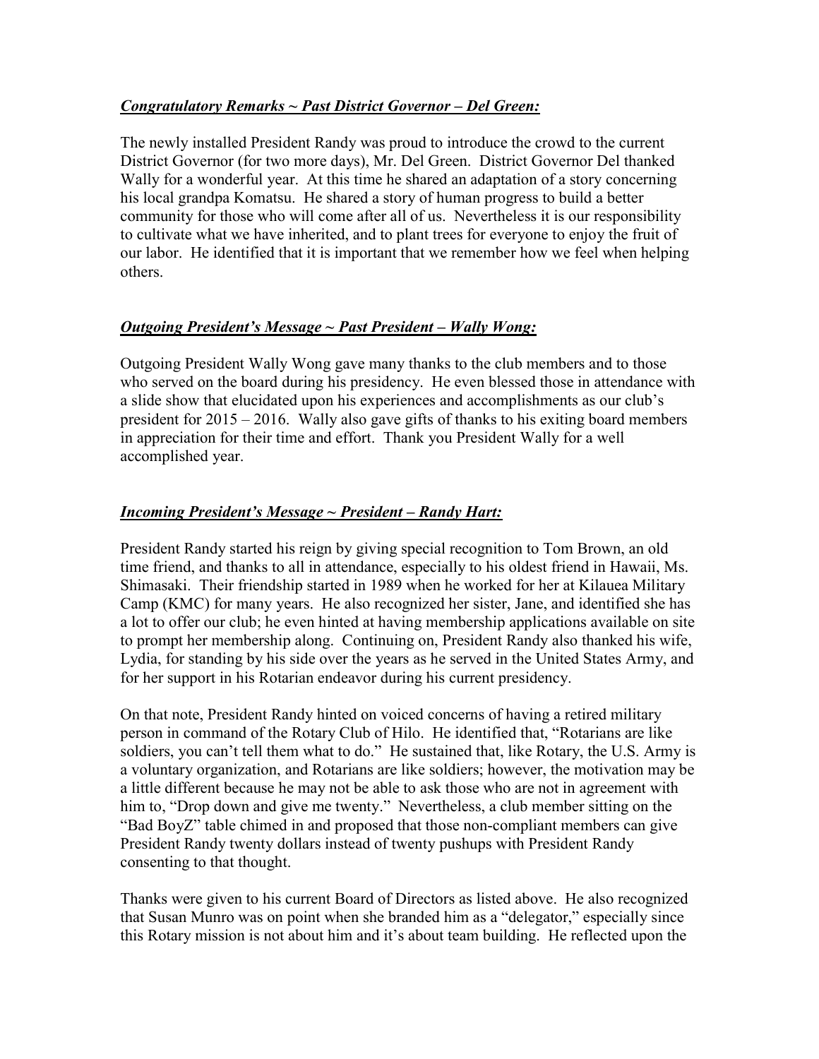***Congratulatory Remarks ~ Past District Governor – Del Green:***

The newly installed President Randy was proud to introduce the crowd to the current District Governor (for two more days), Mr. Del Green. District Governor Del thanked Wally for a wonderful year. At this time he shared an adaptation of a story concerning his local grandpa Komatsu. He shared a story of human progress to build a better community for those who will come after all of us. Nevertheless it is our responsibility to cultivate what we have inherited, and to plant trees for everyone to enjoy the fruit of our labor. He identified that it is important that we remember how we feel when helping others.

***Outgoing President's Message ~ Past President – Wally Wong:***

Outgoing President Wally Wong gave many thanks to the club members and to those who served on the board during his presidency. He even blessed those in attendance with a slide show that elucidated upon his experiences and accomplishments as our club's president for 2015 – 2016. Wally also gave gifts of thanks to his exiting board members in appreciation for their time and effort. Thank you President Wally for a well accomplished year.

***Incoming President's Message ~ President – Randy Hart:***

President Randy started his reign by giving special recognition to Tom Brown, an old time friend, and thanks to all in attendance, especially to his oldest friend in Hawaii, Ms. Shimasaki. Their friendship started in 1989 when he worked for her at Kilauea Military Camp (KMC) for many years. He also recognized her sister, Jane, and identified she has a lot to offer our club; he even hinted at having membership applications available on site to prompt her membership along. Continuing on, President Randy also thanked his wife, Lydia, for standing by his side over the years as he served in the United States Army, and for her support in his Rotarian endeavor during his current presidency.

On that note, President Randy hinted on voiced concerns of having a retired military person in command of the Rotary Club of Hilo. He identified that, "Rotarians are like soldiers, you can't tell them what to do." He sustained that, like Rotary, the U.S. Army is a voluntary organization, and Rotarians are like soldiers; however, the motivation may be a little different because he may not be able to ask those who are not in agreement with him to, "Drop down and give me twenty." Nevertheless, a club member sitting on the "Bad BoyZ" table chimed in and proposed that those non-compliant members can give President Randy twenty dollars instead of twenty pushups with President Randy consenting to that thought.

Thanks were given to his current Board of Directors as listed above. He also recognized that Susan Munro was on point when she branded him as a "delegator," especially since this Rotary mission is not about him and it's about team building. He reflected upon the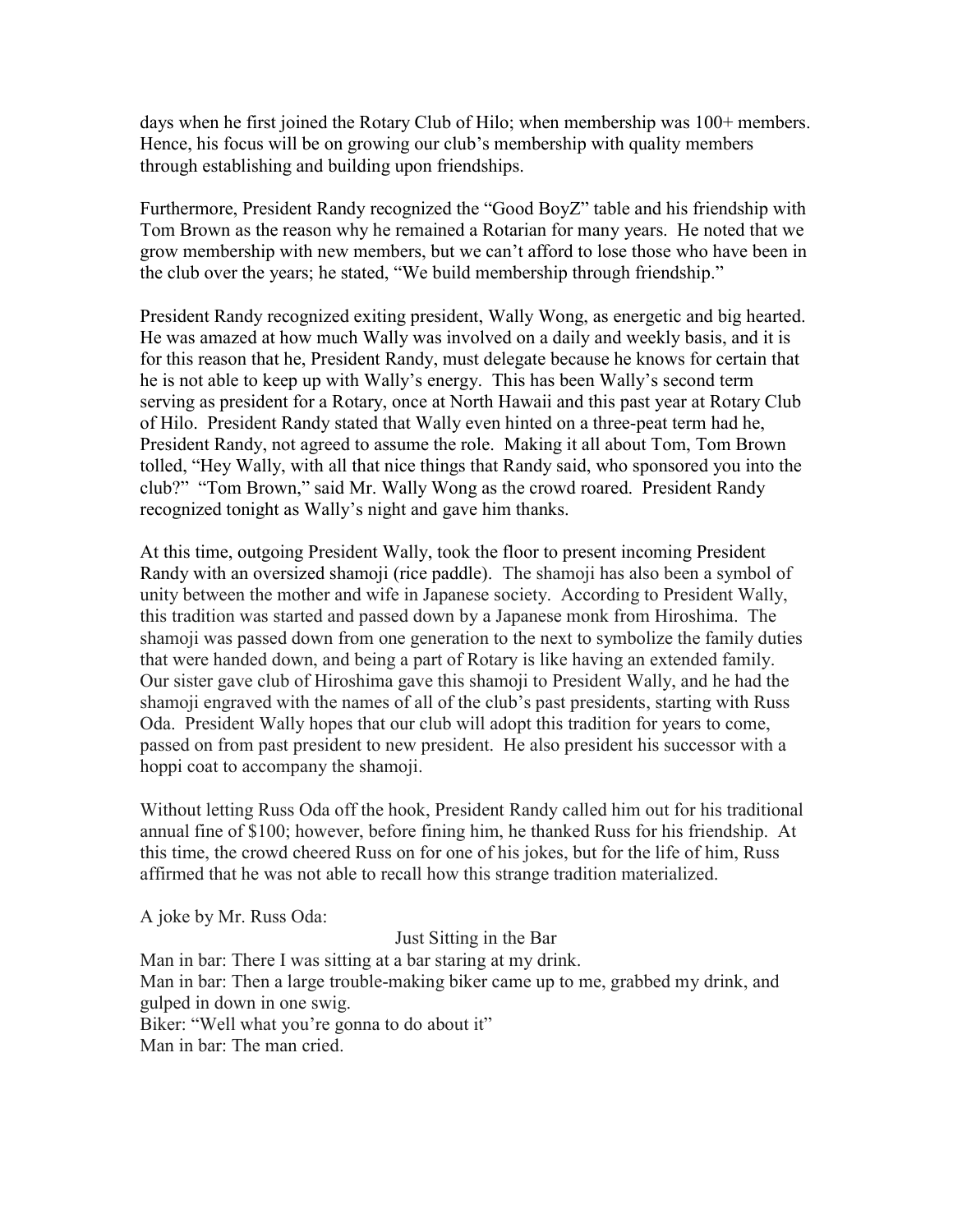days when he first joined the Rotary Club of Hilo; when membership was 100+ members. Hence, his focus will be on growing our club's membership with quality members through establishing and building upon friendships.

Furthermore, President Randy recognized the "Good BoyZ" table and his friendship with Tom Brown as the reason why he remained a Rotarian for many years. He noted that we grow membership with new members, but we can't afford to lose those who have been in the club over the years; he stated, "We build membership through friendship."

President Randy recognized exiting president, Wally Wong, as energetic and big hearted. He was amazed at how much Wally was involved on a daily and weekly basis, and it is for this reason that he, President Randy, must delegate because he knows for certain that he is not able to keep up with Wally's energy. This has been Wally's second term serving as president for a Rotary, once at North Hawaii and this past year at Rotary Club of Hilo. President Randy stated that Wally even hinted on a three-peat term had he, President Randy, not agreed to assume the role. Making it all about Tom, Tom Brown tolled, "Hey Wally, with all that nice things that Randy said, who sponsored you into the club?" "Tom Brown," said Mr. Wally Wong as the crowd roared. President Randy recognized tonight as Wally's night and gave him thanks.

At this time, outgoing President Wally, took the floor to present incoming President Randy with an oversized shamoji (rice paddle). The shamoji has also been a symbol of unity between the mother and wife in Japanese society. According to President Wally, this tradition was started and passed down by a Japanese monk from Hiroshima. The shamoji was passed down from one generation to the next to symbolize the family duties that were handed down, and being a part of Rotary is like having an extended family. Our sister gave club of Hiroshima gave this shamoji to President Wally, and he had the shamoji engraved with the names of all of the club's past presidents, starting with Russ Oda. President Wally hopes that our club will adopt this tradition for years to come, passed on from past president to new president. He also president his successor with a hoppi coat to accompany the shamoji.

Without letting Russ Oda off the hook, President Randy called him out for his traditional annual fine of $100; however, before fining him, he thanked Russ for his friendship. At this time, the crowd cheered Russ on for one of his jokes, but for the life of him, Russ affirmed that he was not able to recall how this strange tradition materialized.

A joke by Mr. Russ Oda:

Just Sitting in the Bar

Man in bar: There I was sitting at a bar staring at my drink.
Man in bar: Then a large trouble-making biker came up to me, grabbed my drink, and gulped in down in one swig.
Biker: "Well what you're gonna to do about it"
Man in bar: The man cried.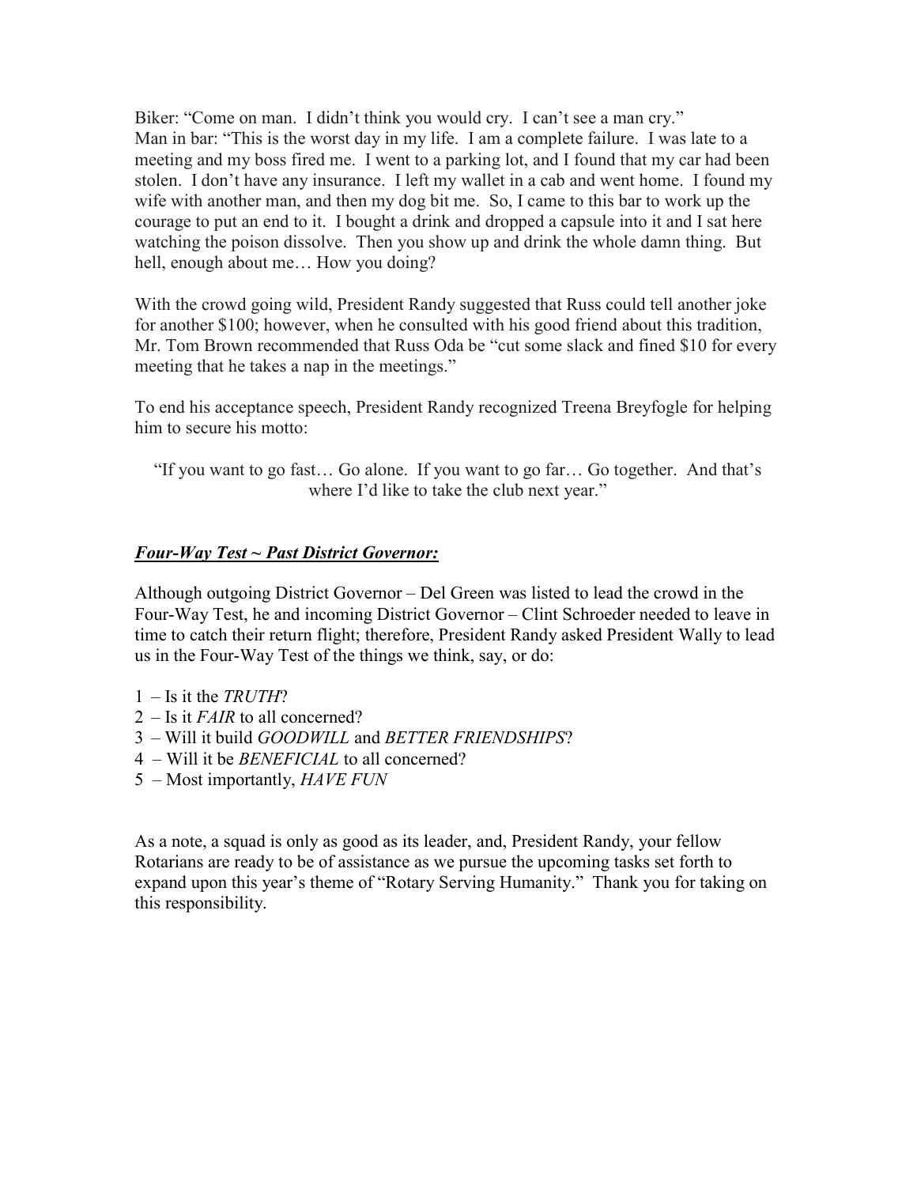Biker: “Come on man. I didn’t think you would cry. I can’t see a man cry.”
Man in bar: “This is the worst day in my life. I am a complete failure. I was late to a meeting and my boss fired me. I went to a parking lot, and I found that my car had been stolen. I don’t have any insurance. I left my wallet in a cab and went home. I found my wife with another man, and then my dog bit me. So, I came to this bar to work up the courage to put an end to it. I bought a drink and dropped a capsule into it and I sat here watching the poison dissolve. Then you show up and drink the whole damn thing. But hell, enough about me… How you doing?

With the crowd going wild, President Randy suggested that Russ could tell another joke for another $100; however, when he consulted with his good friend about this tradition, Mr. Tom Brown recommended that Russ Oda be “cut some slack and fined $10 for every meeting that he takes a nap in the meetings.”

To end his acceptance speech, President Randy recognized Treena Breyfogle for helping him to secure his motto:

> “If you want to go fast… Go alone. If you want to go far… Go together. And that’s where I’d like to take the club next year.”

### ***Four-Way Test ~ Past District Governor:***

Although outgoing District Governor – Del Green was listed to lead the crowd in the Four-Way Test, he and incoming District Governor – Clint Schroeder needed to leave in time to catch their return flight; therefore, President Randy asked President Wally to lead us in the Four-Way Test of the things we think, say, or do:

1 – Is it the *TRUTH*?
2 – Is it *FAIR* to all concerned?
3 – Will it build *GOODWILL* and *BETTER FRIENDSHIPS*?
4 – Will it be *BENEFICIAL* to all concerned?
5 – Most importantly, *HAVE FUN*

As a note, a squad is only as good as its leader, and, President Randy, your fellow Rotarians are ready to be of assistance as we pursue the upcoming tasks set forth to expand upon this year’s theme of “Rotary Serving Humanity.” Thank you for taking on this responsibility.